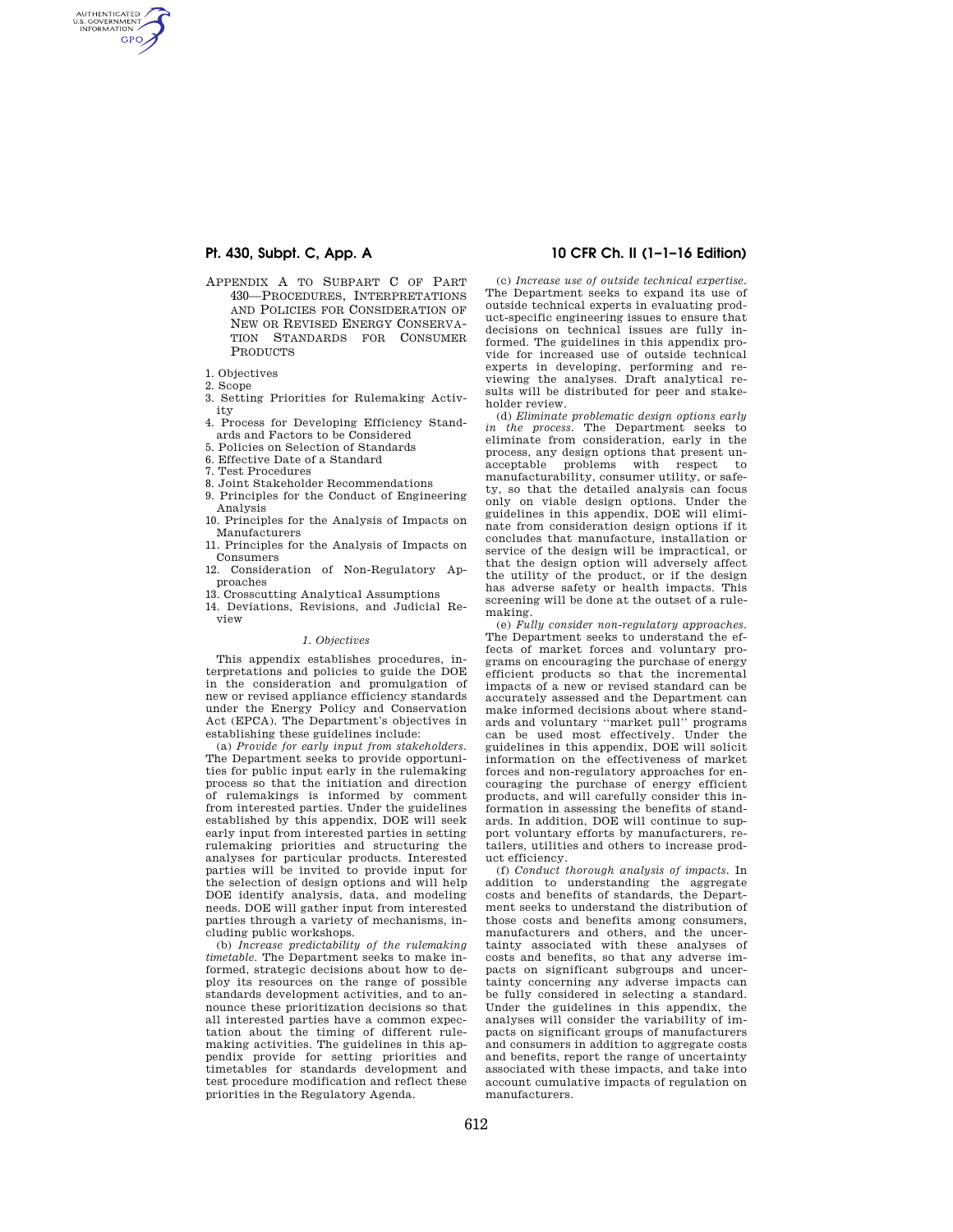# APPENDIX A TO SUBPART C OF PART 430—PROCEDURES, INTERPRETATIONS AND POLICIES FOR CONSIDERATION OF NEW OR REVISED ENERGY CONSERVATION STANDARDS FOR CONSUMER PRODUCTS

1. Objectives
2. Scope
3. Setting Priorities for Rulemaking Activity
4. Process for Developing Efficiency Standards and Factors to be Considered
5. Policies on Selection of Standards
6. Effective Date of a Standard
7. Test Procedures
8. Joint Stakeholder Recommendations
9. Principles for the Conduct of Engineering Analysis
10. Principles for the Analysis of Impacts on Manufacturers
11. Principles for the Analysis of Impacts on Consumers
12. Consideration of Non-Regulatory Approaches
13. Crosscutting Analytical Assumptions
14. Deviations, Revisions, and Judicial Review

## *1. Objectives*

This appendix establishes procedures, interpretations and policies to guide the DOE in the consideration and promulgation of new or revised appliance efficiency standards under the Energy Policy and Conservation Act (EPCA). The Department's objectives in establishing these guidelines include:

(a) *Provide for early input from stakeholders.* The Department seeks to provide opportunities for public input early in the rulemaking process so that the initiation and direction of rulemakings is informed by comment from interested parties. Under the guidelines established by this appendix, DOE will seek early input from interested parties in setting rulemaking priorities and structuring the analyses for particular products. Interested parties will be invited to provide input for the selection of design options and will help DOE identify analysis, data, and modeling needs. DOE will gather input from interested parties through a variety of mechanisms, including public workshops.

(b) *Increase predictability of the rulemaking timetable.* The Department seeks to make informed, strategic decisions about how to deploy its resources on the range of possible standards development activities, and to announce these prioritization decisions so that all interested parties have a common expectation about the timing of different rulemaking activities. The guidelines in this appendix provide for setting priorities and timetables for standards development and test procedure modification and reflect these priorities in the Regulatory Agenda.

(c) *Increase use of outside technical expertise.* The Department seeks to expand its use of outside technical experts in evaluating product-specific engineering issues to ensure that decisions on technical issues are fully informed. The guidelines in this appendix provide for increased use of outside technical experts in developing, performing and reviewing the analyses. Draft analytical results will be distributed for peer and stakeholder review.

(d) *Eliminate problematic design options early in the process.* The Department seeks to eliminate from consideration, early in the process, any design options that present unacceptable problems with respect to manufacturability, consumer utility, or safety, so that the detailed analysis can focus only on viable design options. Under the guidelines in this appendix, DOE will eliminate from consideration design options if it concludes that manufacture, installation or service of the design will be impractical, or that the design option will adversely affect the utility of the product, or if the design has adverse safety or health impacts. This screening will be done at the outset of a rulemaking.

(e) *Fully consider non-regulatory approaches.* The Department seeks to understand the effects of market forces and voluntary programs on encouraging the purchase of energy efficient products so that the incremental impacts of a new or revised standard can be accurately assessed and the Department can make informed decisions about where standards and voluntary "market pull" programs can be used most effectively. Under the guidelines in this appendix, DOE will solicit information on the effectiveness of market forces and non-regulatory approaches for encouraging the purchase of energy efficient products, and will carefully consider this information in assessing the benefits of standards. In addition, DOE will continue to support voluntary efforts by manufacturers, retailers, utilities and others to increase product efficiency.

(f) *Conduct thorough analysis of impacts.* In addition to understanding the aggregate costs and benefits of standards, the Department seeks to understand the distribution of those costs and benefits among consumers, manufacturers and others, and the uncertainty associated with these analyses of costs and benefits, so that any adverse impacts on significant subgroups and uncertainty concerning any adverse impacts can be fully considered in selecting a standard. Under the guidelines in this appendix, the analyses will consider the variability of impacts on significant groups of manufacturers and consumers in addition to aggregate costs and benefits, report the range of uncertainty associated with these impacts, and take into account cumulative impacts of regulation on manufacturers.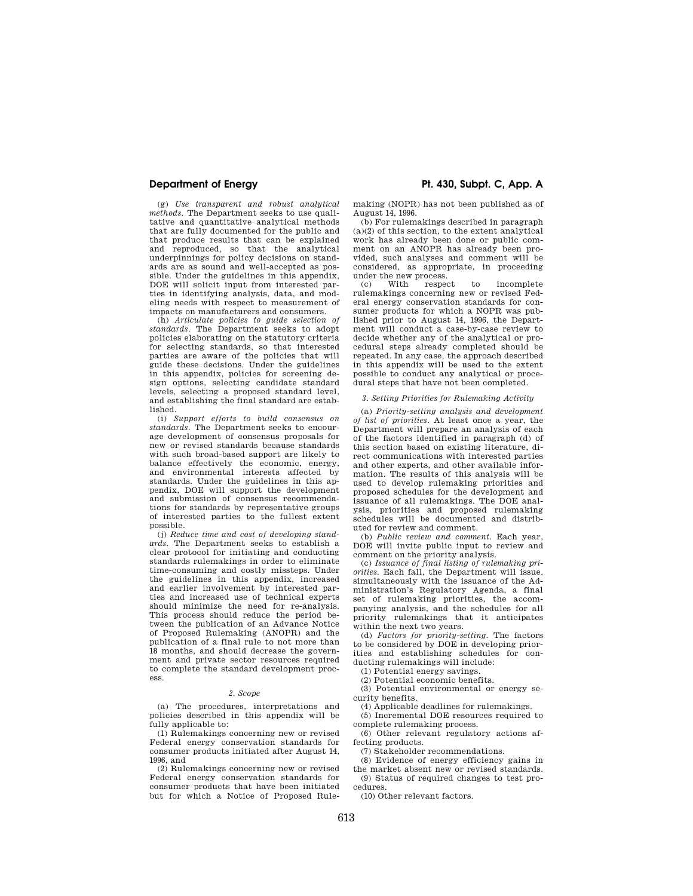(g) *Use transparent and robust analytical methods.* The Department seeks to use qualitative and quantitative analytical methods that are fully documented for the public and that produce results that can be explained and reproduced, so that the analytical underpinnings for policy decisions on standards are as sound and well-accepted as possible. Under the guidelines in this appendix, DOE will solicit input from interested parties in identifying analysis, data, and modeling needs with respect to measurement of impacts on manufacturers and consumers.

(h) *Articulate policies to guide selection of standards.* The Department seeks to adopt policies elaborating on the statutory criteria for selecting standards, so that interested parties are aware of the policies that will guide these decisions. Under the guidelines in this appendix, policies for screening design options, selecting candidate standard levels, selecting a proposed standard level, and establishing the final standard are established.

(i) *Support efforts to build consensus on standards.* The Department seeks to encourage development of consensus proposals for new or revised standards because standards with such broad-based support are likely to balance effectively the economic, energy, and environmental interests affected by standards. Under the guidelines in this appendix, DOE will support the development and submission of consensus recommendations for standards by representative groups of interested parties to the fullest extent possible.

(j) *Reduce time and cost of developing standards.* The Department seeks to establish a clear protocol for initiating and conducting standards rulemakings in order to eliminate time-consuming and costly missteps. Under the guidelines in this appendix, increased and earlier involvement by interested parties and increased use of technical experts should minimize the need for re-analysis. This process should reduce the period between the publication of an Advance Notice of Proposed Rulemaking (ANOPR) and the publication of a final rule to not more than 18 months, and should decrease the government and private sector resources required to complete the standard development process.

*2. Scope*

(a) The procedures, interpretations and policies described in this appendix will be fully applicable to:

(1) Rulemakings concerning new or revised Federal energy conservation standards for consumer products initiated after August 14, 1996, and

(2) Rulemakings concerning new or revised Federal energy conservation standards for consumer products that have been initiated but for which a Notice of Proposed Rulemaking (NOPR) has not been published as of August 14, 1996.

(b) For rulemakings described in paragraph (a)(2) of this section, to the extent analytical work has already been done or public comment on an ANOPR has already been provided, such analyses and comment will be considered, as appropriate, in proceeding under the new process.

(c) With respect to incomplete rulemakings concerning new or revised Federal energy conservation standards for consumer products for which a NOPR was published prior to August 14, 1996, the Department will conduct a case-by-case review to decide whether any of the analytical or procedural steps already completed should be repeated. In any case, the approach described in this appendix will be used to the extent possible to conduct any analytical or procedural steps that have not been completed.

*3. Setting Priorities for Rulemaking Activity*

(a) *Priority-setting analysis and development of list of priorities.* At least once a year, the Department will prepare an analysis of each of the factors identified in paragraph (d) of this section based on existing literature, direct communications with interested parties and other experts, and other available information. The results of this analysis will be used to develop rulemaking priorities and proposed schedules for the development and issuance of all rulemakings. The DOE analysis, priorities and proposed rulemaking schedules will be documented and distributed for review and comment.

(b) *Public review and comment.* Each year, DOE will invite public input to review and comment on the priority analysis.

(c) *Issuance of final listing of rulemaking priorities.* Each fall, the Department will issue, simultaneously with the issuance of the Administration's Regulatory Agenda, a final set of rulemaking priorities, the accompanying analysis, and the schedules for all priority rulemakings that it anticipates within the next two years.

(d) *Factors for priority-setting.* The factors to be considered by DOE in developing priorities and establishing schedules for conducting rulemakings will include:

(1) Potential energy savings.

(2) Potential economic benefits.

(3) Potential environmental or energy security benefits.

(4) Applicable deadlines for rulemakings.

(5) Incremental DOE resources required to complete rulemaking process.

(6) Other relevant regulatory actions affecting products.

(7) Stakeholder recommendations.

(8) Evidence of energy efficiency gains in the market absent new or revised standards.

(9) Status of required changes to test procedures.

(10) Other relevant factors.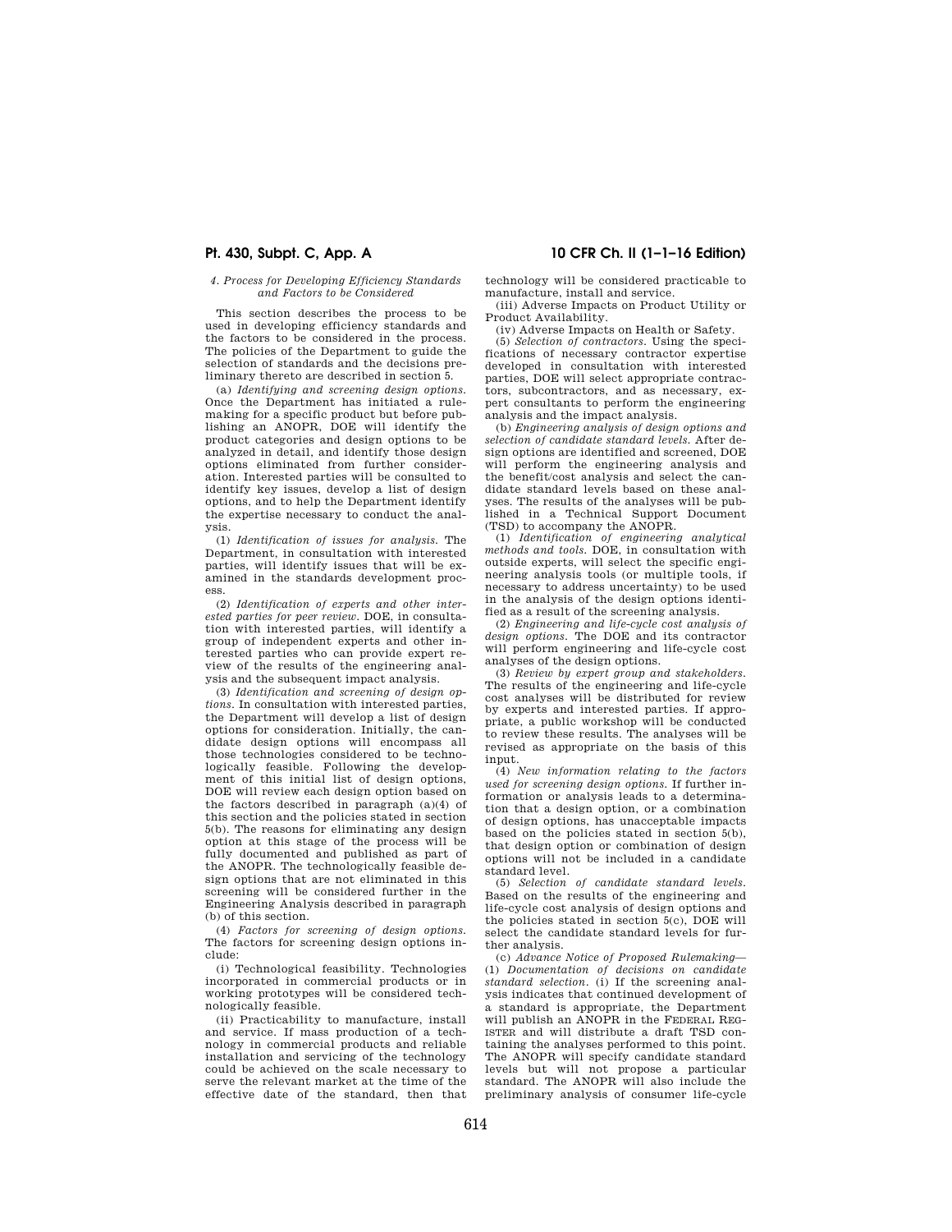*4. Process for Developing Efficiency Standards and Factors to be Considered*

This section describes the process to be used in developing efficiency standards and the factors to be considered in the process. The policies of the Department to guide the selection of standards and the decisions preliminary thereto are described in section 5.

(a) *Identifying and screening design options.* Once the Department has initiated a rulemaking for a specific product but before publishing an ANOPR, DOE will identify the product categories and design options to be analyzed in detail, and identify those design options eliminated from further consideration. Interested parties will be consulted to identify key issues, develop a list of design options, and to help the Department identify the expertise necessary to conduct the analysis.

(1) *Identification of issues for analysis.* The Department, in consultation with interested parties, will identify issues that will be examined in the standards development process.

(2) *Identification of experts and other interested parties for peer review.* DOE, in consultation with interested parties, will identify a group of independent experts and other interested parties who can provide expert review of the results of the engineering analysis and the subsequent impact analysis.

(3) *Identification and screening of design options.* In consultation with interested parties, the Department will develop a list of design options for consideration. Initially, the candidate design options will encompass all those technologies considered to be technologically feasible. Following the development of this initial list of design options, DOE will review each design option based on the factors described in paragraph (a)(4) of this section and the policies stated in section 5(b). The reasons for eliminating any design option at this stage of the process will be fully documented and published as part of the ANOPR. The technologically feasible design options that are not eliminated in this screening will be considered further in the Engineering Analysis described in paragraph (b) of this section.

(4) *Factors for screening of design options.* The factors for screening design options include:

(i) Technological feasibility. Technologies incorporated in commercial products or in working prototypes will be considered technologically feasible.

(ii) Practicability to manufacture, install and service. If mass production of a technology in commercial products and reliable installation and servicing of the technology could be achieved on the scale necessary to serve the relevant market at the time of the effective date of the standard, then that technology will be considered practicable to manufacture, install and service.

(iii) Adverse Impacts on Product Utility or Product Availability.

(iv) Adverse Impacts on Health or Safety.

(5) *Selection of contractors.* Using the specifications of necessary contractor expertise developed in consultation with interested parties, DOE will select appropriate contractors, subcontractors, and as necessary, expert consultants to perform the engineering analysis and the impact analysis.

(b) *Engineering analysis of design options and selection of candidate standard levels.* After design options are identified and screened, DOE will perform the engineering analysis and the benefit/cost analysis and select the candidate standard levels based on these analyses. The results of the analyses will be published in a Technical Support Document (TSD) to accompany the ANOPR.

(1) *Identification of engineering analytical methods and tools.* DOE, in consultation with outside experts, will select the specific engineering analysis tools (or multiple tools, if necessary to address uncertainty) to be used in the analysis of the design options identified as a result of the screening analysis.

(2) *Engineering and life-cycle cost analysis of design options.* The DOE and its contractor will perform engineering and life-cycle cost analyses of the design options.

(3) *Review by expert group and stakeholders.* The results of the engineering and life-cycle cost analyses will be distributed for review by experts and interested parties. If appropriate, a public workshop will be conducted to review these results. The analyses will be revised as appropriate on the basis of this input.

(4) *New information relating to the factors used for screening design options.* If further information or analysis leads to a determination that a design option, or a combination of design options, has unacceptable impacts based on the policies stated in section 5(b), that design option or combination of design options will not be included in a candidate standard level.

(5) *Selection of candidate standard levels.* Based on the results of the engineering and life-cycle cost analysis of design options and the policies stated in section 5(c), DOE will select the candidate standard levels for further analysis.

(c) *Advance Notice of Proposed Rulemaking*—(1) *Documentation of decisions on candidate standard selection.* (i) If the screening analysis indicates that continued development of a standard is appropriate, the Department will publish an ANOPR in the FEDERAL REGISTER and will distribute a draft TSD containing the analyses performed to this point. The ANOPR will specify candidate standard levels but will not propose a particular standard. The ANOPR will also include the preliminary analysis of consumer life-cycle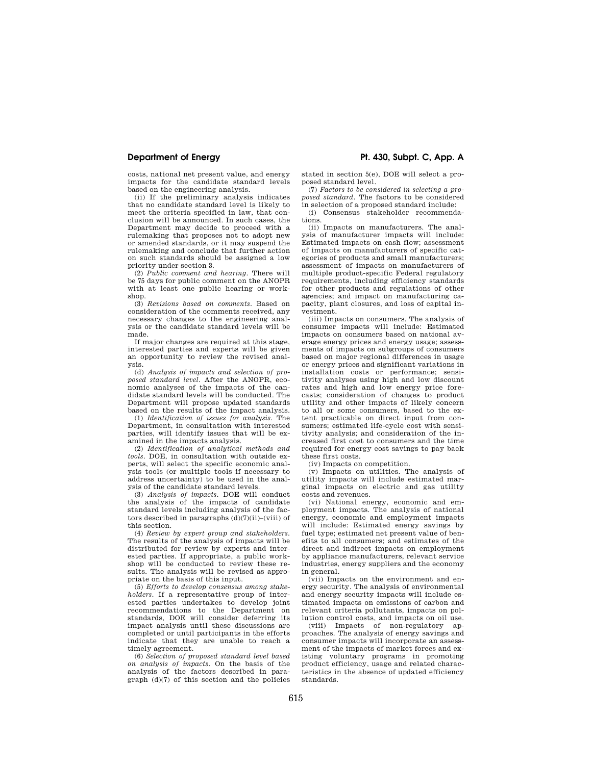costs, national net present value, and energy impacts for the candidate standard levels based on the engineering analysis.

(ii) If the preliminary analysis indicates that no candidate standard level is likely to meet the criteria specified in law, that conclusion will be announced. In such cases, the Department may decide to proceed with a rulemaking that proposes not to adopt new or amended standards, or it may suspend the rulemaking and conclude that further action on such standards should be assigned a low priority under section 3.

(2) *Public comment and hearing.* There will be 75 days for public comment on the ANOPR with at least one public hearing or workshop.

(3) *Revisions based on comments.* Based on consideration of the comments received, any necessary changes to the engineering analysis or the candidate standard levels will be made.

If major changes are required at this stage, interested parties and experts will be given an opportunity to review the revised analysis.

(d) *Analysis of impacts and selection of proposed standard level.* After the ANOPR, economic analyses of the impacts of the candidate standard levels will be conducted. The Department will propose updated standards based on the results of the impact analysis.

(1) *Identification of issues for analysis.* The Department, in consultation with interested parties, will identify issues that will be examined in the impacts analysis.

(2) *Identification of analytical methods and tools.* DOE, in consultation with outside experts, will select the specific economic analysis tools (or multiple tools if necessary to address uncertainty) to be used in the analysis of the candidate standard levels.

(3) *Analysis of impacts.* DOE will conduct the analysis of the impacts of candidate standard levels including analysis of the factors described in paragraphs (d)(7)(ii)–(viii) of this section.

(4) *Review by expert group and stakeholders.* The results of the analysis of impacts will be distributed for review by experts and interested parties. If appropriate, a public workshop will be conducted to review these results. The analysis will be revised as appropriate on the basis of this input.

(5) *Efforts to develop consensus among stakeholders.* If a representative group of interested parties undertakes to develop joint recommendations to the Department on standards, DOE will consider deferring its impact analysis until these discussions are completed or until participants in the efforts indicate that they are unable to reach a timely agreement.

(6) *Selection of proposed standard level based on analysis of impacts.* On the basis of the analysis of the factors described in paragraph (d)(7 of this section and the policies stated in section 5(e), DOE will select a proposed standard level.

(7) *Factors to be considered in selecting a proposed standard.* The factors to be considered in selection of a proposed standard include:

(i) Consensus stakeholder recommendations.

(ii) Impacts on manufacturers. The analysis of manufacturer impacts will include: Estimated impacts on cash flow; assessment of impacts on manufacturers of specific categories of products and small manufacturers; assessment of impacts on manufacturers of multiple product-specific Federal regulatory requirements, including efficiency standards for other products and regulations of other agencies; and impact on manufacturing capacity, plant closures, and loss of capital investment.

(iii) Impacts on consumers. The analysis of consumer impacts will include: Estimated impacts on consumers based on national average energy prices and energy usage; assessments of impacts on subgroups of consumers based on major regional differences in usage or energy prices and significant variations in installation costs or performance; sensitivity analyses using high and low discount rates and high and low energy price forecasts; consideration of changes to product utility and other impacts of likely concern to all or some consumers, based to the extent practicable on direct input from consumers; estimated life-cycle cost with sensitivity analysis; and consideration of the increased first cost to consumers and the time required for energy cost savings to pay back these first costs.

(iv) Impacts on competition.

(v) Impacts on utilities. The analysis of utility impacts will include estimated marginal impacts on electric and gas utility costs and revenues.

(vi) National energy, economic and employment impacts. The analysis of national energy, economic and employment impacts will include: Estimated energy savings by fuel type; estimated net present value of benefits to all consumers; and estimates of the direct and indirect impacts on employment by appliance manufacturers, relevant service industries, energy suppliers and the economy in general.

(vii) Impacts on the environment and energy security. The analysis of environmental and energy security impacts will include estimated impacts on emissions of carbon and relevant criteria pollutants, impacts on pollution control costs, and impacts on oil use.

(viii) Impacts of non-regulatory approaches. The analysis of energy savings and consumer impacts will incorporate an assessment of the impacts of market forces and existing voluntary programs in promoting product efficiency, usage and related characteristics in the absence of updated efficiency standards.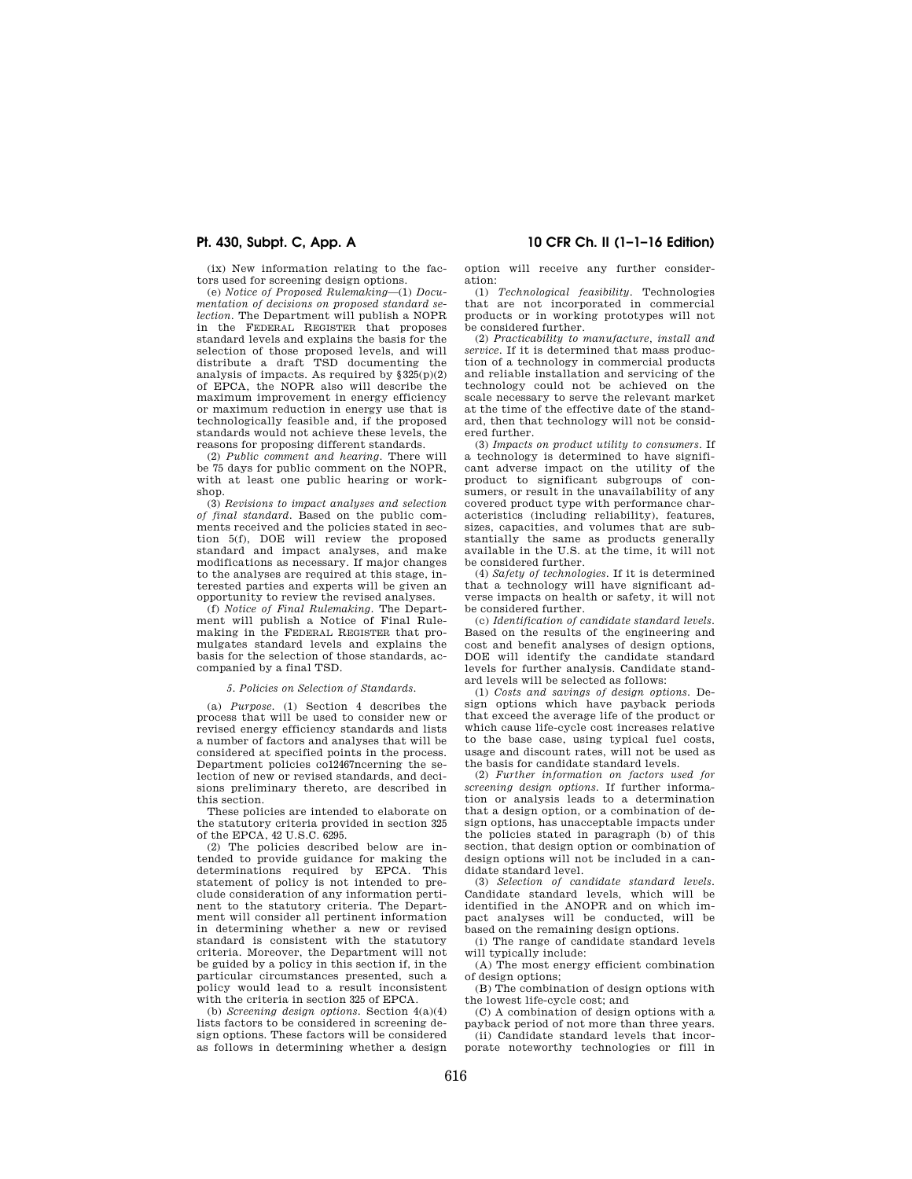(ix) New information relating to the factors used for screening design options.

(e) *Notice of Proposed Rulemaking*—(1) *Documentation of decisions on proposed standard selection.* The Department will publish a NOPR in the FEDERAL REGISTER that proposes standard levels and explains the basis for the selection of those proposed levels, and will distribute a draft TSD documenting the analysis of impacts. As required by §325(p)(2) of EPCA, the NOPR also will describe the maximum improvement in energy efficiency or maximum reduction in energy use that is technologically feasible and, if the proposed standards would not achieve these levels, the reasons for proposing different standards.

(2) *Public comment and hearing.* There will be 75 days for public comment on the NOPR, with at least one public hearing or workshop.

(3) *Revisions to impact analyses and selection of final standard.* Based on the public comments received and the policies stated in section 5(f), DOE will review the proposed standard and impact analyses, and make modifications as necessary. If major changes to the analyses are required at this stage, interested parties and experts will be given an opportunity to review the revised analyses.

(f) *Notice of Final Rulemaking.* The Department will publish a Notice of Final Rulemaking in the FEDERAL REGISTER that promulgates standard levels and explains the basis for the selection of those standards, accompanied by a final TSD.

### 5. Policies on Selection of Standards.

(a) *Purpose.* (1) Section 4 describes the process that will be used to consider new or revised energy efficiency standards and lists a number of factors and analyses that will be considered at specified points in the process. Department policies co12467ncerning the selection of new or revised standards, and decisions preliminary thereto, are described in this section.

These policies are intended to elaborate on the statutory criteria provided in section 325 of the EPCA, 42 U.S.C. 6295.

(2) The policies described below are intended to provide guidance for making the determinations required by EPCA. This statement of policy is not intended to preclude consideration of any information pertinent to the statutory criteria. The Department will consider all pertinent information in determining whether a new or revised standard is consistent with the statutory criteria. Moreover, the Department will not be guided by a policy in this section if, in the particular circumstances presented, such a policy would lead to a result inconsistent with the criteria in section 325 of EPCA.

(b) *Screening design options.* Section 4(a)(4) lists factors to be considered in screening design options. These factors will be considered as follows in determining whether a design option will receive any further consideration:

(1) *Technological feasibility.* Technologies that are not incorporated in commercial products or in working prototypes will not be considered further.

(2) *Practicability to manufacture, install and service.* If it is determined that mass production of a technology in commercial products and reliable installation and servicing of the technology could not be achieved on the scale necessary to serve the relevant market at the time of the effective date of the standard, then that technology will not be considered further.

(3) *Impacts on product utility to consumers.* If a technology is determined to have significant adverse impact on the utility of the product to significant subgroups of consumers, or result in the unavailability of any covered product type with performance characteristics (including reliability), features, sizes, capacities, and volumes that are substantially the same as products generally available in the U.S. at the time, it will not be considered further.

(4) *Safety of technologies.* If it is determined that a technology will have significant adverse impacts on health or safety, it will not be considered further.

(c) *Identification of candidate standard levels.* Based on the results of the engineering and cost and benefit analyses of design options, DOE will identify the candidate standard levels for further analysis. Candidate standard levels will be selected as follows:

(1) *Costs and savings of design options.* Design options which have payback periods that exceed the average life of the product or which cause life-cycle cost increases relative to the base case, using typical fuel costs, usage and discount rates, will not be used as the basis for candidate standard levels.

(2) *Further information on factors used for screening design options.* If further information or analysis leads to a determination that a design option, or a combination of design options, has unacceptable impacts under the policies stated in paragraph (b) of this section, that design option or combination of design options will not be included in a candidate standard level.

(3) *Selection of candidate standard levels.* Candidate standard levels, which will be identified in the ANOPR and on which impact analyses will be conducted, will be based on the remaining design options.

(i) The range of candidate standard levels will typically include:

(A) The most energy efficient combination of design options;

(B) The combination of design options with the lowest life-cycle cost; and

(C) A combination of design options with a payback period of not more than three years.

(ii) Candidate standard levels that incorporate noteworthy technologies or fill in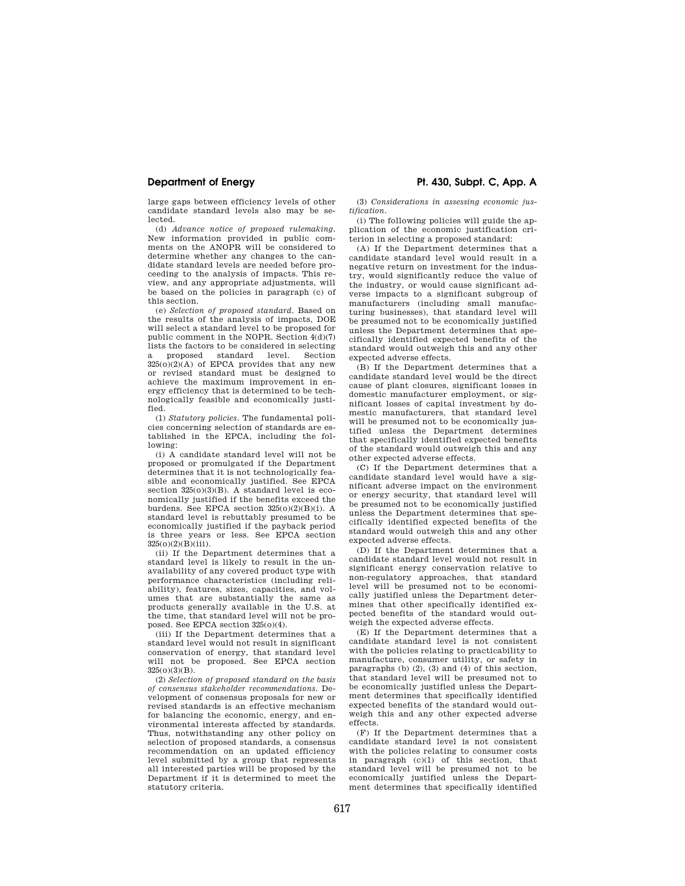large gaps between efficiency levels of other candidate standard levels also may be selected.

(d) *Advance notice of proposed rulemaking.* New information provided in public comments on the ANOPR will be considered to determine whether any changes to the candidate standard levels are needed before proceeding to the analysis of impacts. This review, and any appropriate adjustments, will be based on the policies in paragraph (c) of this section.

(e) *Selection of proposed standard.* Based on the results of the analysis of impacts, DOE will select a standard level to be proposed for public comment in the NOPR. Section 4(d)(7) lists the factors to be considered in selecting a proposed standard level. Section 325(o)(2)(A) of EPCA provides that any new or revised standard must be designed to achieve the maximum improvement in energy efficiency that is determined to be technologically feasible and economically justified.

(1) *Statutory policies.* The fundamental policies concerning selection of standards are established in the EPCA, including the following:

(i) A candidate standard level will not be proposed or promulgated if the Department determines that it is not technologically feasible and economically justified. See EPCA section 325(o)(3)(B). A standard level is economically justified if the benefits exceed the burdens. See EPCA section 325(o)(2)(B)(i). A standard level is rebuttably presumed to be economically justified if the payback period is three years or less. See EPCA section 325(o)(2)(B)(iii).

(ii) If the Department determines that a standard level is likely to result in the unavailability of any covered product type with performance characteristics (including reliability), features, sizes, capacities, and volumes that are substantially the same as products generally available in the U.S. at the time, that standard level will not be proposed. See EPCA section 325(o)(4).

(iii) If the Department determines that a standard level would not result in significant conservation of energy, that standard level will not be proposed. See EPCA section 325(o)(3)(B).

(2) *Selection of proposed standard on the basis of consensus stakeholder recommendations.* Development of consensus proposals for new or revised standards is an effective mechanism for balancing the economic, energy, and environmental interests affected by standards. Thus, notwithstanding any other policy on selection of proposed standards, a consensus recommendation on an updated efficiency level submitted by a group that represents all interested parties will be proposed by the Department if it is determined to meet the statutory criteria.

(3) *Considerations in assessing economic justification.*

(i) The following policies will guide the application of the economic justification criterion in selecting a proposed standard:

(A) If the Department determines that a candidate standard level would result in a negative return on investment for the industry, would significantly reduce the value of the industry, or would cause significant adverse impacts to a significant subgroup of manufacturers (including small manufacturing businesses), that standard level will be presumed not to be economically justified unless the Department determines that specifically identified expected benefits of the standard would outweigh this and any other expected adverse effects.

(B) If the Department determines that a candidate standard level would be the direct cause of plant closures, significant losses in domestic manufacturer employment, or significant losses of capital investment by domestic manufacturers, that standard level will be presumed not to be economically justified unless the Department determines that specifically identified expected benefits of the standard would outweigh this and any other expected adverse effects.

(C) If the Department determines that a candidate standard level would have a significant adverse impact on the environment or energy security, that standard level will be presumed not to be economically justified unless the Department determines that specifically identified expected benefits of the standard would outweigh this and any other expected adverse effects.

(D) If the Department determines that a candidate standard level would not result in significant energy conservation relative to non-regulatory approaches, that standard level will be presumed not to be economically justified unless the Department determines that other specifically identified expected benefits of the standard would outweigh the expected adverse effects.

(E) If the Department determines that a candidate standard level is not consistent with the policies relating to practicability to manufacture, consumer utility, or safety in paragraphs (b) (2), (3) and (4) of this section, that standard level will be presumed not to be economically justified unless the Department determines that specifically identified expected benefits of the standard would outweigh this and any other expected adverse effects.

(F) If the Department determines that a candidate standard level is not consistent with the policies relating to consumer costs in paragraph (c)(1) of this section, that standard level will be presumed not to be economically justified unless the Department determines that specifically identified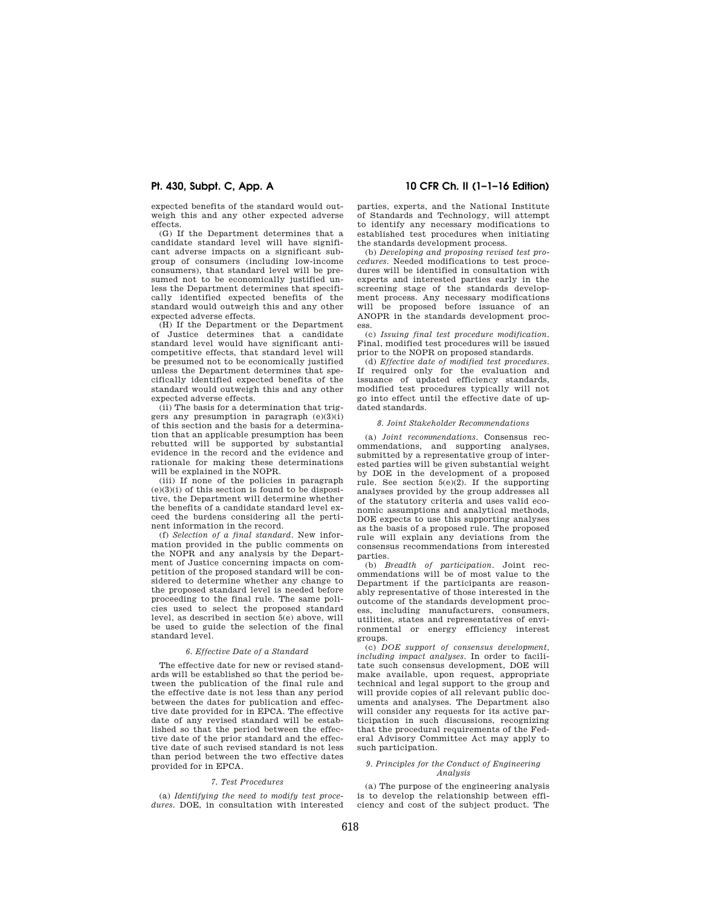expected benefits of the standard would outweigh this and any other expected adverse effects.

(G) If the Department determines that a candidate standard level will have significant adverse impacts on a significant subgroup of consumers (including low-income consumers), that standard level will be presumed not to be economically justified unless the Department determines that specifically identified expected benefits of the standard would outweigh this and any other expected adverse effects.

(H) If the Department or the Department of Justice determines that a candidate standard level would have significant anticompetitive effects, that standard level will be presumed not to be economically justified unless the Department determines that specifically identified expected benefits of the standard would outweigh this and any other expected adverse effects.

(ii) The basis for a determination that triggers any presumption in paragraph (e)(3)(i) of this section and the basis for a determination that an applicable presumption has been rebutted will be supported by substantial evidence in the record and the evidence and rationale for making these determinations will be explained in the NOPR.

(iii) If none of the policies in paragraph (e)(3)(i) of this section is found to be dispositive, the Department will determine whether the benefits of a candidate standard level exceed the burdens considering all the pertinent information in the record.

(f) *Selection of a final standard.* New information provided in the public comments on the NOPR and any analysis by the Department of Justice concerning impacts on competition of the proposed standard will be considered to determine whether any change to the proposed standard level is needed before proceeding to the final rule. The same policies used to select the proposed standard level, as described in section 5(e) above, will be used to guide the selection of the final standard level.

### *6. Effective Date of a Standard*

The effective date for new or revised standards will be established so that the period between the publication of the final rule and the effective date is not less than any period between the dates for publication and effective date provided for in EPCA. The effective date of any revised standard will be established so that the period between the effective date of the prior standard and the effective date of such revised standard is not less than period between the two effective dates provided for in EPCA.

### *7. Test Procedures*

(a) *Identifying the need to modify test procedures.* DOE, in consultation with interested parties, experts, and the National Institute of Standards and Technology, will attempt to identify any necessary modifications to established test procedures when initiating the standards development process.

(b) *Developing and proposing revised test procedures.* Needed modifications to test procedures will be identified in consultation with experts and interested parties early in the screening stage of the standards development process. Any necessary modifications will be proposed before issuance of an ANOPR in the standards development process.

(c) *Issuing final test procedure modification.* Final, modified test procedures will be issued prior to the NOPR on proposed standards.

(d) *Effective date of modified test procedures.* If required only for the evaluation and issuance of updated efficiency standards, modified test procedures typically will not go into effect until the effective date of updated standards.

### *8. Joint Stakeholder Recommendations*

(a) *Joint recommendations.* Consensus recommendations, and supporting analyses, submitted by a representative group of interested parties will be given substantial weight by DOE in the development of a proposed rule. See section 5(e)(2). If the supporting analyses provided by the group addresses all of the statutory criteria and uses valid economic assumptions and analytical methods, DOE expects to use this supporting analyses as the basis of a proposed rule. The proposed rule will explain any deviations from the consensus recommendations from interested parties.

(b) *Breadth of participation.* Joint recommendations will be of most value to the Department if the participants are reasonably representative of those interested in the outcome of the standards development process, including manufacturers, consumers, utilities, states and representatives of environmental or energy efficiency interest groups.

(c) *DOE support of consensus development, including impact analyses.* In order to facilitate such consensus development, DOE will make available, upon request, appropriate technical and legal support to the group and will provide copies of all relevant public documents and analyses. The Department also will consider any requests for its active participation in such discussions, recognizing that the procedural requirements of the Federal Advisory Committee Act may apply to such participation.

### *9. Principles for the Conduct of Engineering Analysis*

(a) The purpose of the engineering analysis is to develop the relationship between efficiency and cost of the subject product. The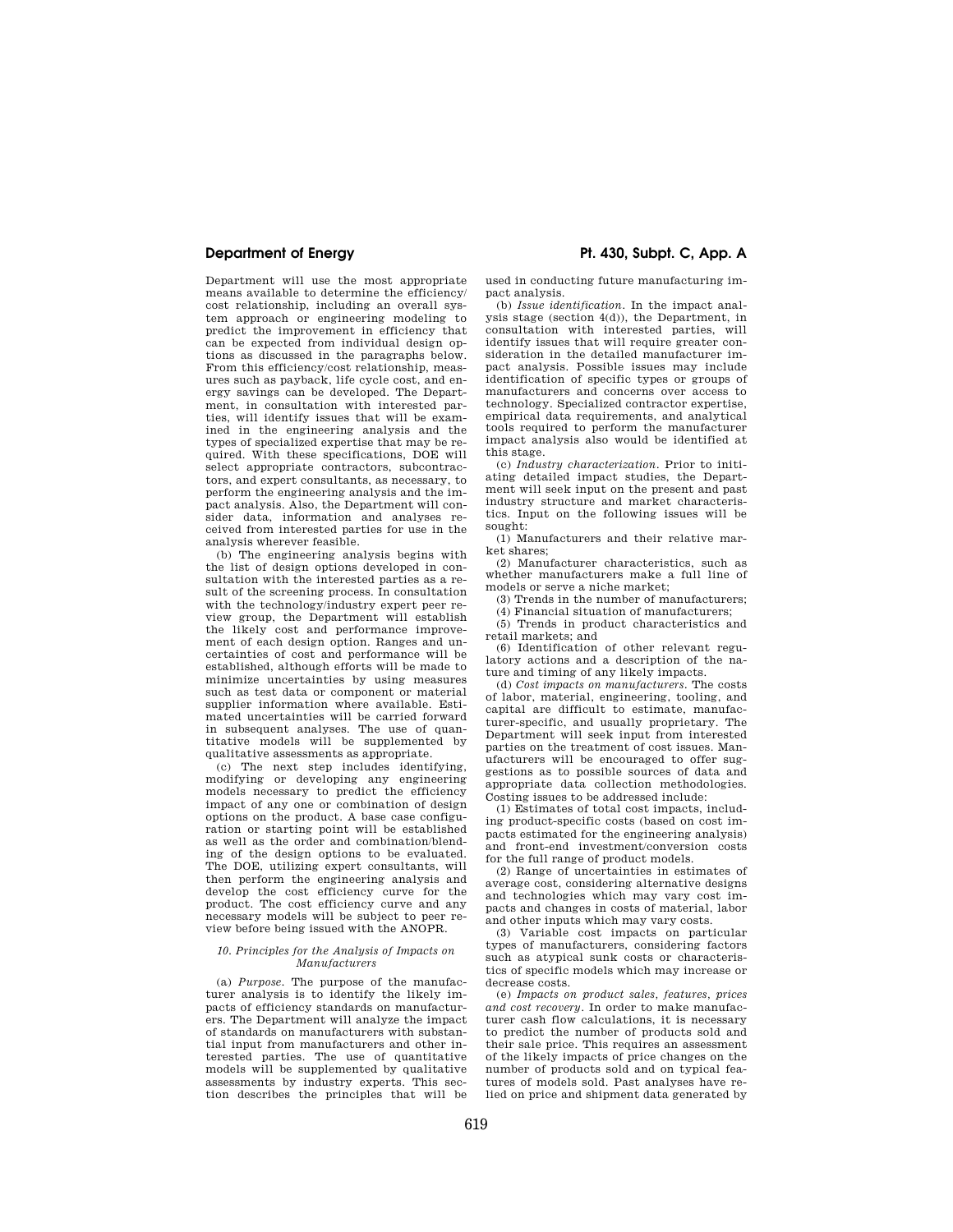Department will use the most appropriate means available to determine the efficiency/cost relationship, including an overall system approach or engineering modeling to predict the improvement in efficiency that can be expected from individual design options as discussed in the paragraphs below. From this efficiency/cost relationship, measures such as payback, life cycle cost, and energy savings can be developed. The Department, in consultation with interested parties, will identify issues that will be examined in the engineering analysis and the types of specialized expertise that may be required. With these specifications, DOE will select appropriate contractors, subcontractors, and expert consultants, as necessary, to perform the engineering analysis and the impact analysis. Also, the Department will consider data, information and analyses received from interested parties for use in the analysis wherever feasible.

(b) The engineering analysis begins with the list of design options developed in consultation with the interested parties as a result of the screening process. In consultation with the technology/industry expert peer review group, the Department will establish the likely cost and performance improvement of each design option. Ranges and uncertainties of cost and performance will be established, although efforts will be made to minimize uncertainties by using measures such as test data or component or material supplier information where available. Estimated uncertainties will be carried forward in subsequent analyses. The use of quantitative models will be supplemented by qualitative assessments as appropriate.

(c) The next step includes identifying, modifying or developing any engineering models necessary to predict the efficiency impact of any one or combination of design options on the product. A base case configuration or starting point will be established as well as the order and combination/blending of the design options to be evaluated. The DOE, utilizing expert consultants, will then perform the engineering analysis and develop the cost efficiency curve for the product. The cost efficiency curve and any necessary models will be subject to peer review before being issued with the ANOPR.

*10. Principles for the Analysis of Impacts on Manufacturers*

(a) *Purpose.* The purpose of the manufacturer analysis is to identify the likely impacts of efficiency standards on manufacturers. The Department will analyze the impact of standards on manufacturers with substantial input from manufacturers and other interested parties. The use of quantitative models will be supplemented by qualitative assessments by industry experts. This section describes the principles that will be used in conducting future manufacturing impact analysis.

(b) *Issue identification.* In the impact analysis stage (section 4(d)), the Department, in consultation with interested parties, will identify issues that will require greater consideration in the detailed manufacturer impact analysis. Possible issues may include identification of specific types or groups of manufacturers and concerns over access to technology. Specialized contractor expertise, empirical data requirements, and analytical tools required to perform the manufacturer impact analysis also would be identified at this stage.

(c) *Industry characterization.* Prior to initiating detailed impact studies, the Department will seek input on the present and past industry structure and market characteristics. Input on the following issues will be sought:

(1) Manufacturers and their relative market shares;

(2) Manufacturer characteristics, such as whether manufacturers make a full line of models or serve a niche market;

(3) Trends in the number of manufacturers;

(4) Financial situation of manufacturers;

(5) Trends in product characteristics and retail markets; and

(6) Identification of other relevant regulatory actions and a description of the nature and timing of any likely impacts.

(d) *Cost impacts on manufacturers.* The costs of labor, material, engineering, tooling, and capital are difficult to estimate, manufacturer-specific, and usually proprietary. The Department will seek input from interested parties on the treatment of cost issues. Manufacturers will be encouraged to offer suggestions as to possible sources of data and appropriate data collection methodologies. Costing issues to be addressed include:

(1) Estimates of total cost impacts, including product-specific costs (based on cost impacts estimated for the engineering analysis) and front-end investment/conversion costs for the full range of product models.

(2) Range of uncertainties in estimates of average cost, considering alternative designs and technologies which may vary cost impacts and changes in costs of material, labor and other inputs which may vary costs.

(3) Variable cost impacts on particular types of manufacturers, considering factors such as atypical sunk costs or characteristics of specific models which may increase or decrease costs.

(e) *Impacts on product sales, features, prices and cost recovery.* In order to make manufacturer cash flow calculations, it is necessary to predict the number of products sold and their sale price. This requires an assessment of the likely impacts of price changes on the number of products sold and on typical features of models sold. Past analyses have relied on price and shipment data generated by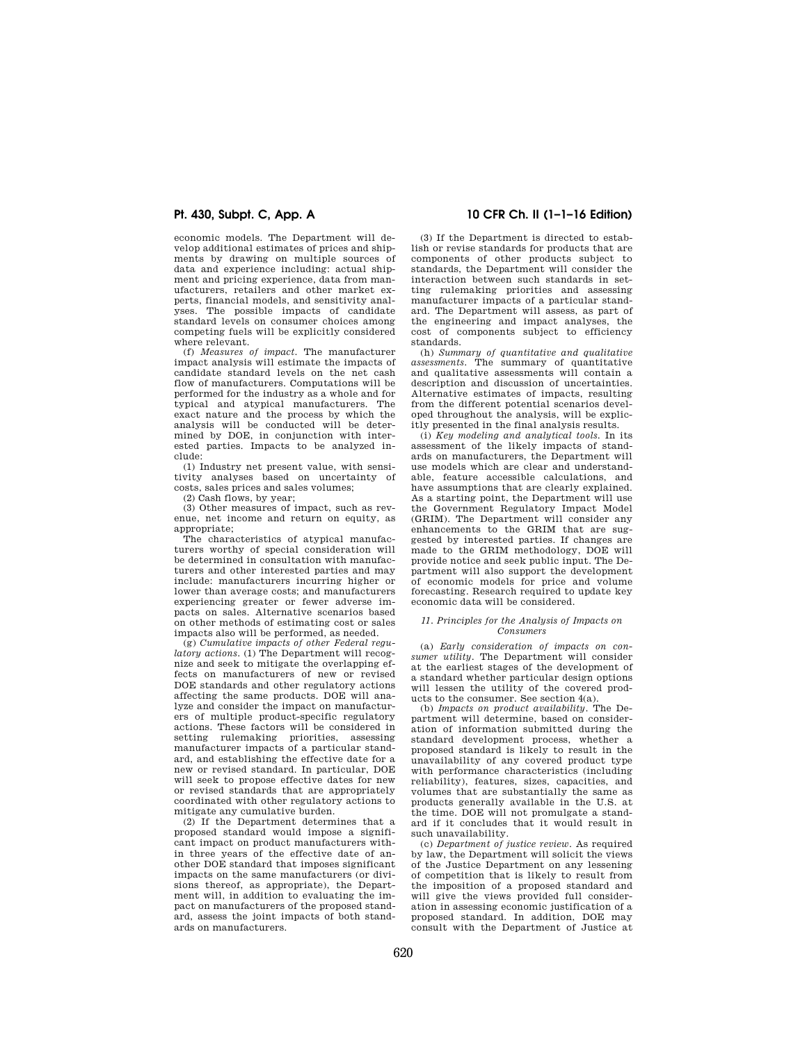economic models. The Department will develop additional estimates of prices and shipments by drawing on multiple sources of data and experience including: actual shipment and pricing experience, data from manufacturers, retailers and other market experts, financial models, and sensitivity analyses. The possible impacts of candidate standard levels on consumer choices among competing fuels will be explicitly considered where relevant.

(f) *Measures of impact.* The manufacturer impact analysis will estimate the impacts of candidate standard levels on the net cash flow of manufacturers. Computations will be performed for the industry as a whole and for typical and atypical manufacturers. The exact nature and the process by which the analysis will be conducted will be determined by DOE, in conjunction with interested parties. Impacts to be analyzed include:

(1) Industry net present value, with sensitivity analyses based on uncertainty of costs, sales prices and sales volumes;

(2) Cash flows, by year;

(3) Other measures of impact, such as revenue, net income and return on equity, as appropriate;

The characteristics of atypical manufacturers worthy of special consideration will be determined in consultation with manufacturers and other interested parties and may include: manufacturers incurring higher or lower than average costs; and manufacturers experiencing greater or fewer adverse impacts on sales. Alternative scenarios based on other methods of estimating cost or sales impacts also will be performed, as needed.

(g) *Cumulative impacts of other Federal regulatory actions.* (1) The Department will recognize and seek to mitigate the overlapping effects on manufacturers of new or revised DOE standards and other regulatory actions affecting the same products. DOE will analyze and consider the impact on manufacturers of multiple product-specific regulatory actions. These factors will be considered in setting rulemaking priorities, assessing manufacturer impacts of a particular standard, and establishing the effective date for a new or revised standard. In particular, DOE will seek to propose effective dates for new or revised standards that are appropriately coordinated with other regulatory actions to mitigate any cumulative burden.

(2) If the Department determines that a proposed standard would impose a significant impact on product manufacturers within three years of the effective date of another DOE standard that imposes significant impacts on the same manufacturers (or divisions thereof, as appropriate), the Department will, in addition to evaluating the impact on manufacturers of the proposed standard, assess the joint impacts of both standards on manufacturers.

(3) If the Department is directed to establish or revise standards for products that are components of other products subject to standards, the Department will consider the interaction between such standards in setting rulemaking priorities and assessing manufacturer impacts of a particular standard. The Department will assess, as part of the engineering and impact analyses, the cost of components subject to efficiency standards.

(h) *Summary of quantitative and qualitative assessments.* The summary of quantitative and qualitative assessments will contain a description and discussion of uncertainties. Alternative estimates of impacts, resulting from the different potential scenarios developed throughout the analysis, will be explicitly presented in the final analysis results.

(i) *Key modeling and analytical tools.* In its assessment of the likely impacts of standards on manufacturers, the Department will use models which are clear and understandable, feature accessible calculations, and have assumptions that are clearly explained. As a starting point, the Department will use the Government Regulatory Impact Model (GRIM). The Department will consider any enhancements to the GRIM that are suggested by interested parties. If changes are made to the GRIM methodology, DOE will provide notice and seek public input. The Department will also support the development of economic models for price and volume forecasting. Research required to update key economic data will be considered.

### 11. Principles for the Analysis of Impacts on Consumers

(a) *Early consideration of impacts on consumer utility.* The Department will consider at the earliest stages of the development of a standard whether particular design options will lessen the utility of the covered products to the consumer. See section 4(a).

(b) *Impacts on product availability.* The Department will determine, based on consideration of information submitted during the standard development process, whether a proposed standard is likely to result in the unavailability of any covered product type with performance characteristics (including reliability), features, sizes, capacities, and volumes that are substantially the same as products generally available in the U.S. at the time. DOE will not promulgate a standard if it concludes that it would result in such unavailability.

(c) *Department of justice review.* As required by law, the Department will solicit the views of the Justice Department on any lessening of competition that is likely to result from the imposition of a proposed standard and will give the views provided full consideration in assessing economic justification of a proposed standard. In addition, DOE may consult with the Department of Justice at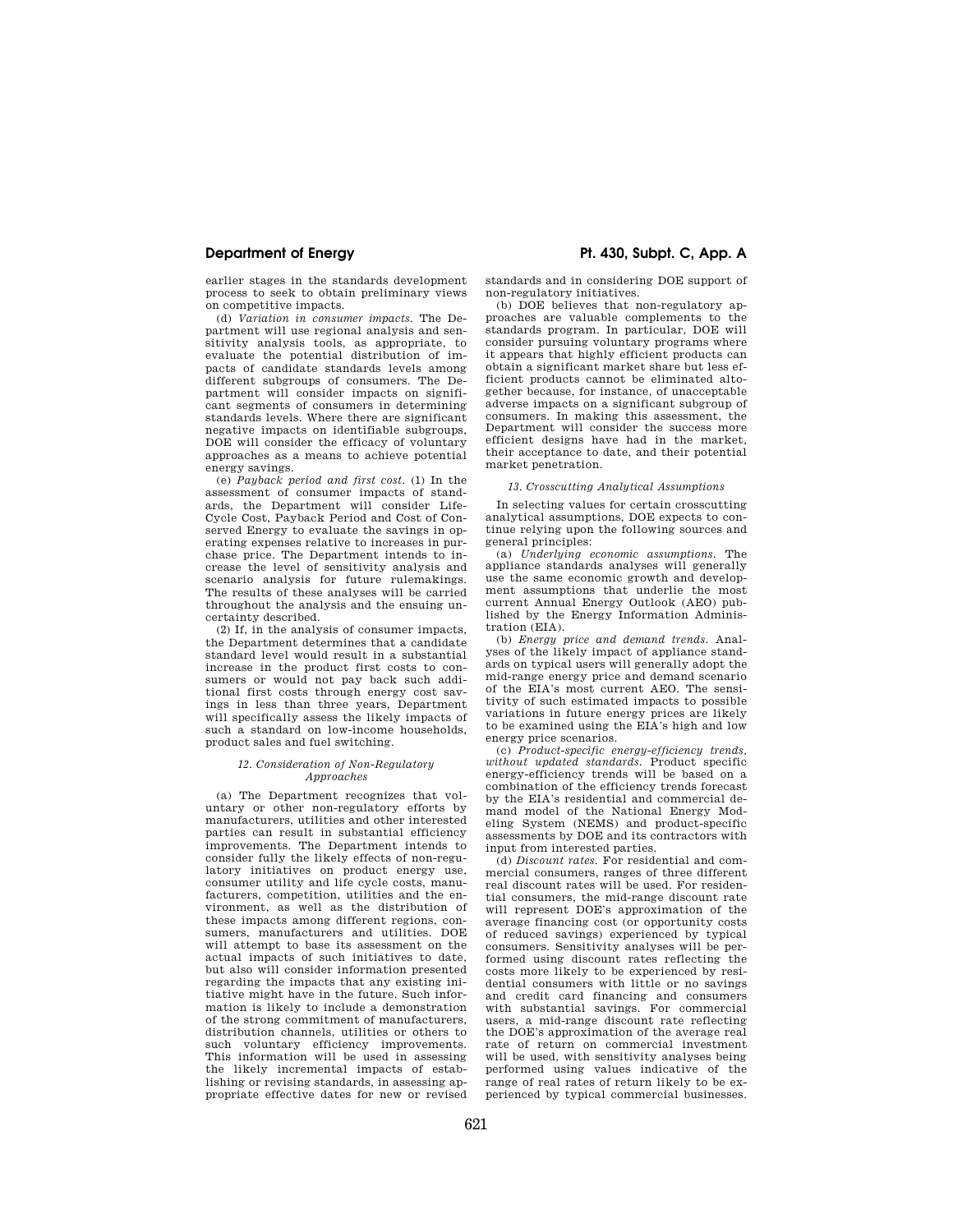earlier stages in the standards development process to seek to obtain preliminary views on competitive impacts.

(d) *Variation in consumer impacts.* The Department will use regional analysis and sensitivity analysis tools, as appropriate, to evaluate the potential distribution of impacts of candidate standards levels among different subgroups of consumers. The Department will consider impacts on significant segments of consumers in determining standards levels. Where there are significant negative impacts on identifiable subgroups, DOE will consider the efficacy of voluntary approaches as a means to achieve potential energy savings.

(e) *Payback period and first cost.* (1) In the assessment of consumer impacts of standards, the Department will consider Life-Cycle Cost, Payback Period and Cost of Conserved Energy to evaluate the savings in operating expenses relative to increases in purchase price. The Department intends to increase the level of sensitivity analysis and scenario analysis for future rulemakings. The results of these analyses will be carried throughout the analysis and the ensuing uncertainty described.

(2) If, in the analysis of consumer impacts, the Department determines that a candidate standard level would result in a substantial increase in the product first costs to consumers or would not pay back such additional first costs through energy cost savings in less than three years, Department will specifically assess the likely impacts of such a standard on low-income households, product sales and fuel switching.

### *12. Consideration of Non-Regulatory Approaches*

(a) The Department recognizes that voluntary or other non-regulatory efforts by manufacturers, utilities and other interested parties can result in substantial efficiency improvements. The Department intends to consider fully the likely effects of non-regulatory initiatives on product energy use, consumer utility and life cycle costs, manufacturers, competition, utilities and the environment, as well as the distribution of these impacts among different regions, consumers, manufacturers and utilities. DOE will attempt to base its assessment on the actual impacts of such initiatives to date, but also will consider information presented regarding the impacts that any existing initiative might have in the future. Such information is likely to include a demonstration of the strong commitment of manufacturers, distribution channels, utilities or others to such voluntary efficiency improvements. This information will be used in assessing the likely incremental impacts of establishing or revising standards, in assessing appropriate effective dates for new or revised standards and in considering DOE support of non-regulatory initiatives.

(b) DOE believes that non-regulatory approaches are valuable complements to the standards program. In particular, DOE will consider pursuing voluntary programs where it appears that highly efficient products can obtain a significant market share but less efficient products cannot be eliminated altogether because, for instance, of unacceptable adverse impacts on a significant subgroup of consumers. In making this assessment, the Department will consider the success more efficient designs have had in the market, their acceptance to date, and their potential market penetration.

### *13. Crosscutting Analytical Assumptions*

In selecting values for certain crosscutting analytical assumptions, DOE expects to continue relying upon the following sources and general principles:

(a) *Underlying economic assumptions.* The appliance standards analyses will generally use the same economic growth and development assumptions that underlie the most current Annual Energy Outlook (AEO) published by the Energy Information Administration (EIA).

(b) *Energy price and demand trends.* Analyses of the likely impact of appliance standards on typical users will generally adopt the mid-range energy price and demand scenario of the EIA's most current AEO. The sensitivity of such estimated impacts to possible variations in future energy prices are likely to be examined using the EIA's high and low energy price scenarios.

(c) *Product-specific energy-efficiency trends, without updated standards.* Product specific energy-efficiency trends will be based on a combination of the efficiency trends forecast by the EIA's residential and commercial demand model of the National Energy Modeling System (NEMS) and product-specific assessments by DOE and its contractors with input from interested parties.

(d) *Discount rates.* For residential and commercial consumers, ranges of three different real discount rates will be used. For residential consumers, the mid-range discount rate will represent DOE's approximation of the average financing cost (or opportunity costs of reduced savings) experienced by typical consumers. Sensitivity analyses will be performed using discount rates reflecting the costs more likely to be experienced by residential consumers with little or no savings and credit card financing and consumers with substantial savings. For commercial users, a mid-range discount rate reflecting the DOE's approximation of the average real rate of return on commercial investment will be used, with sensitivity analyses being performed using values indicative of the range of real rates of return likely to be experienced by typical commercial businesses.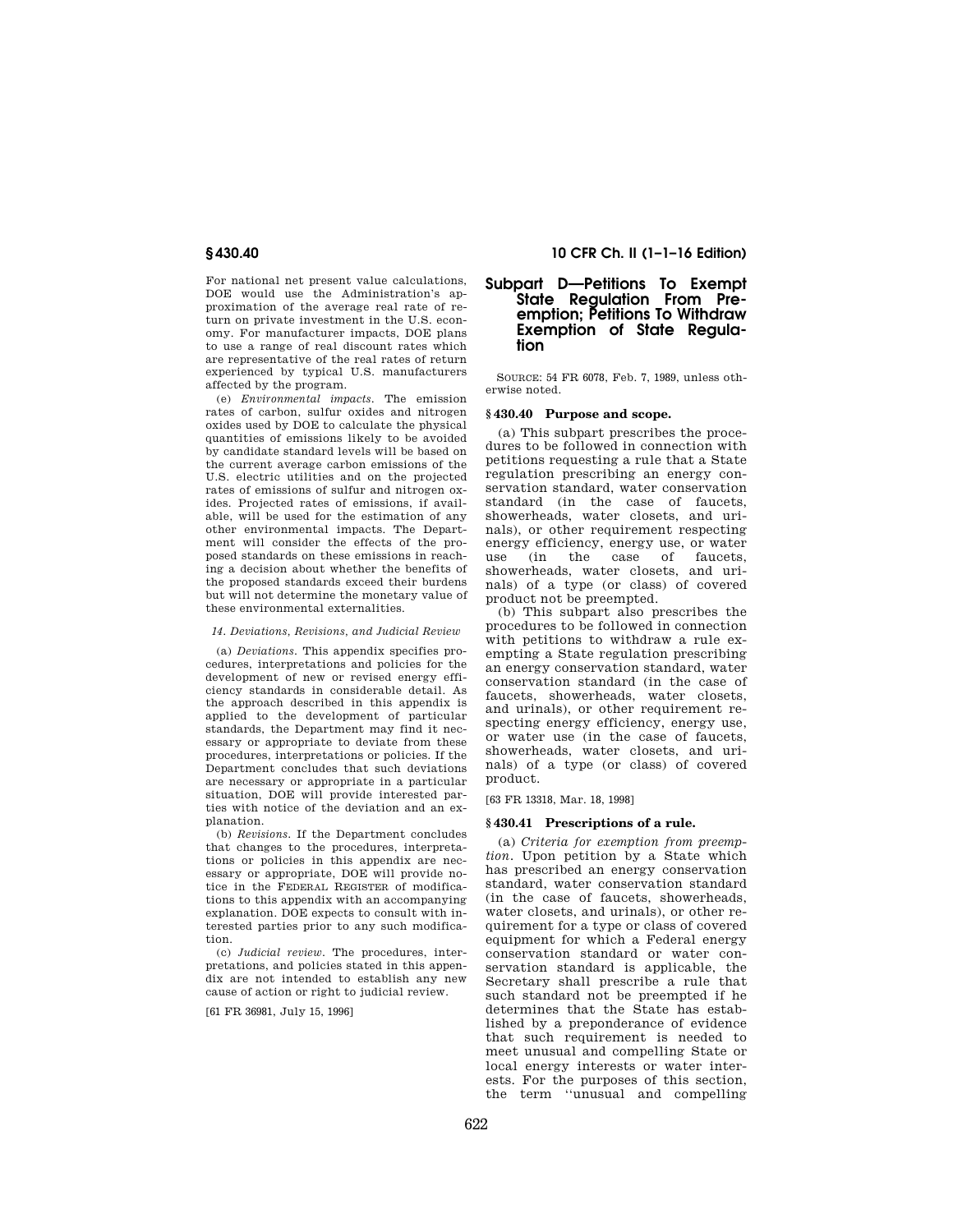For national net present value calculations, DOE would use the Administration's approximation of the average real rate of return on private investment in the U.S. economy. For manufacturer impacts, DOE plans to use a range of real discount rates which are representative of the real rates of return experienced by typical U.S. manufacturers affected by the program.

(e) *Environmental impacts.* The emission rates of carbon, sulfur oxides and nitrogen oxides used by DOE to calculate the physical quantities of emissions likely to be avoided by candidate standard levels will be based on the current average carbon emissions of the U.S. electric utilities and on the projected rates of emissions of sulfur and nitrogen oxides. Projected rates of emissions, if available, will be used for the estimation of any other environmental impacts. The Department will consider the effects of the proposed standards on these emissions in reaching a decision about whether the benefits of the proposed standards exceed their burdens but will not determine the monetary value of these environmental externalities.

*14. Deviations, Revisions, and Judicial Review*

(a) *Deviations.* This appendix specifies procedures, interpretations and policies for the development of new or revised energy efficiency standards in considerable detail. As the approach described in this appendix is applied to the development of particular standards, the Department may find it necessary or appropriate to deviate from these procedures, interpretations or policies. If the Department concludes that such deviations are necessary or appropriate in a particular situation, DOE will provide interested parties with notice of the deviation and an explanation.

(b) *Revisions.* If the Department concludes that changes to the procedures, interpretations or policies in this appendix are necessary or appropriate, DOE will provide notice in the FEDERAL REGISTER of modifications to this appendix with an accompanying explanation. DOE expects to consult with interested parties prior to any such modification.

(c) *Judicial review.* The procedures, interpretations, and policies stated in this appendix are not intended to establish any new cause of action or right to judicial review.

[61 FR 36981, July 15, 1996]

## Subpart D—Petitions To Exempt State Regulation From Preemption; Petitions To Withdraw Exemption of State Regulation

SOURCE: 54 FR 6078, Feb. 7, 1989, unless otherwise noted.

### § 430.40 Purpose and scope.

(a) This subpart prescribes the procedures to be followed in connection with petitions requesting a rule that a State regulation prescribing an energy conservation standard, water conservation standard (in the case of faucets, showerheads, water closets, and urinals), or other requirement respecting energy efficiency, energy use, or water use (in the case of faucets, showerheads, water closets, and urinals) of a type (or class) of covered product not be preempted.

(b) This subpart also prescribes the procedures to be followed in connection with petitions to withdraw a rule exempting a State regulation prescribing an energy conservation standard, water conservation standard (in the case of faucets, showerheads, water closets, and urinals), or other requirement respecting energy efficiency, energy use, or water use (in the case of faucets, showerheads, water closets, and urinals) of a type (or class) of covered product.

[63 FR 13318, Mar. 18, 1998]

### § 430.41 Prescriptions of a rule.

(a) *Criteria for exemption from preemption.* Upon petition by a State which has prescribed an energy conservation standard, water conservation standard (in the case of faucets, showerheads, water closets, and urinals), or other requirement for a type or class of covered equipment for which a Federal energy conservation standard or water conservation standard is applicable, the Secretary shall prescribe a rule that such standard not be preempted if he determines that the State has established by a preponderance of evidence that such requirement is needed to meet unusual and compelling State or local energy interests or water interests. For the purposes of this section, the term ''unusual and compelling